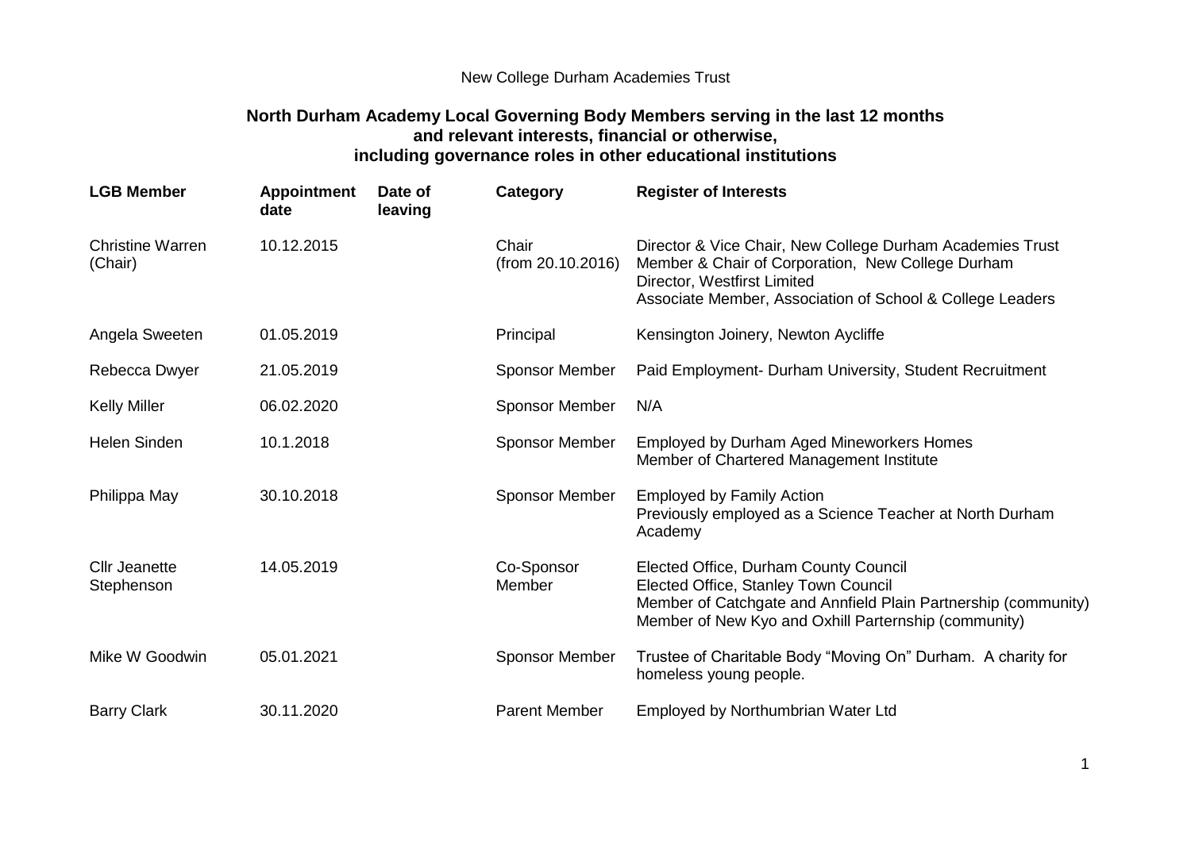New College Durham Academies Trust

## North Durham Academy Local Governing Body Members serving in the last 12 months and relevant interests, financial or otherwise, including governance roles in other educational institutions

| LGB Member | Appointment date | Date of leaving | Category | Register of Interests |
|---|---|---|---|---|
| Christine Warren (Chair) | 10.12.2015 | | Chair (from 20.10.2016) | Director & Vice Chair, New College Durham Academies Trust<br>Member & Chair of Corporation, New College Durham<br>Director, Westfirst Limited<br>Associate Member, Association of School & College Leaders |
| Angela Sweeten | 01.05.2019 | | Principal | Kensington Joinery, Newton Aycliffe |
| Rebecca Dwyer | 21.05.2019 | | Sponsor Member | Paid Employment- Durham University, Student Recruitment |
| Kelly Miller | 06.02.2020 | | Sponsor Member | N/A |
| Helen Sinden | 10.1.2018 | | Sponsor Member | Employed by Durham Aged Mineworkers Homes<br>Member of Chartered Management Institute |
| Philippa May | 30.10.2018 | | Sponsor Member | Employed by Family Action<br>Previously employed as a Science Teacher at North Durham Academy |
| Cllr Jeanette Stephenson | 14.05.2019 | | Co-Sponsor Member | Elected Office, Durham County Council<br>Elected Office, Stanley Town Council<br>Member of Catchgate and Annfield Plain Partnership (community)<br>Member of New Kyo and Oxhill Parternship (community) |
| Mike W Goodwin | 05.01.2021 | | Sponsor Member | Trustee of Charitable Body "Moving On" Durham. A charity for homeless young people. |
| Barry Clark | 30.11.2020 | | Parent Member | Employed by Northumbrian Water Ltd |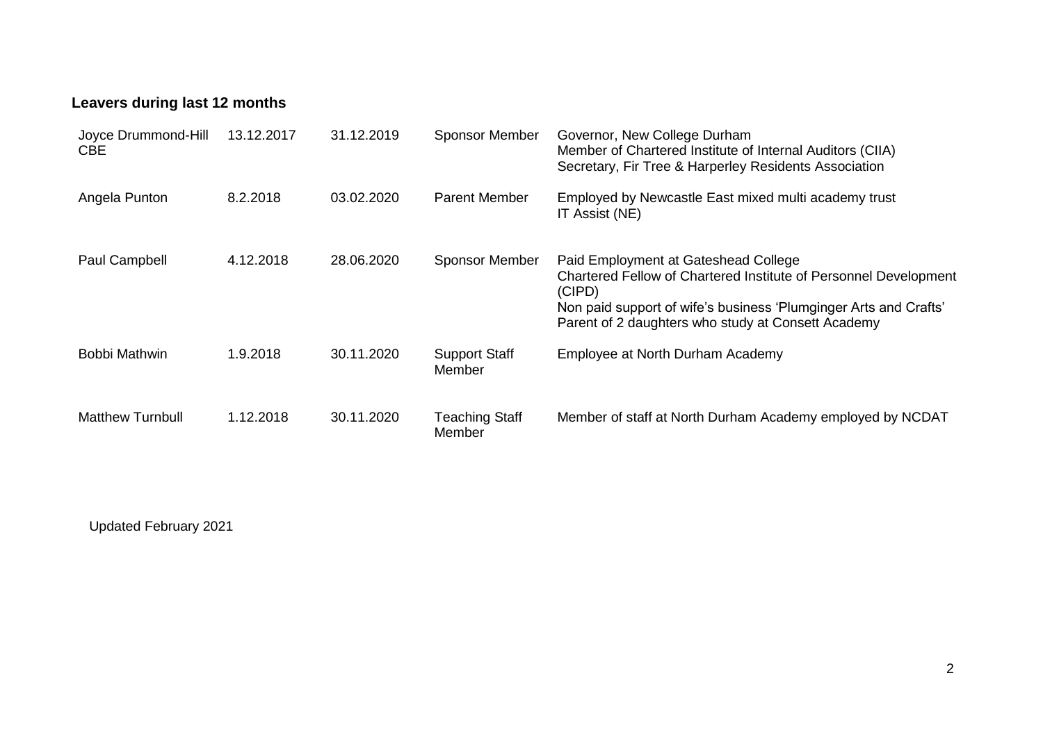## Leavers during last 12 months

| | | | | |
|---|---|---|---|---|
| Joyce Drummond-Hill CBE | 13.12.2017 | 31.12.2019 | Sponsor Member | Governor, New College Durham<br>Member of Chartered Institute of Internal Auditors (CIIA)<br>Secretary, Fir Tree & Harperley Residents Association |
| Angela Punton | 8.2.2018 | 03.02.2020 | Parent Member | Employed by Newcastle East mixed multi academy trust<br>IT Assist (NE) |
| Paul Campbell | 4.12.2018 | 28.06.2020 | Sponsor Member | Paid Employment at Gateshead College<br>Chartered Fellow of Chartered Institute of Personnel Development (CIPD)<br>Non paid support of wife's business 'Plumginger Arts and Crafts'<br>Parent of 2 daughters who study at Consett Academy |
| Bobbi Mathwin | 1.9.2018 | 30.11.2020 | Support Staff Member | Employee at North Durham Academy |
| Matthew Turnbull | 1.12.2018 | 30.11.2020 | Teaching Staff Member | Member of staff at North Durham Academy employed by NCDAT |

Updated February 2021